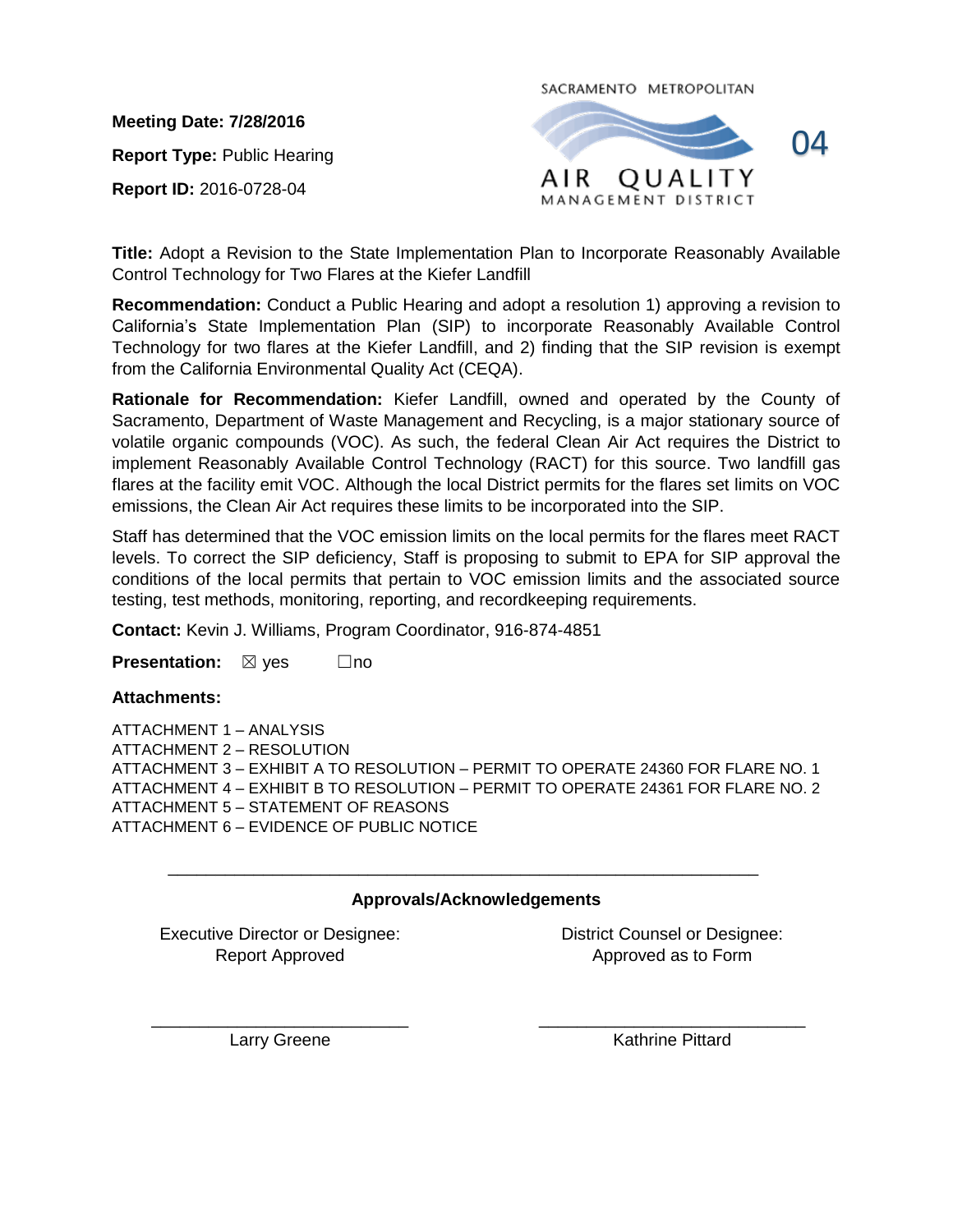**Meeting Date: 7/28/2016**

**Report Type:** Public Hearing

**Report ID:** 2016-0728-04

SACRAMENTO METROPOLITAN AIR QUALITY MANAGEMENT DISTRICT

04

**Title:** Adopt a Revision to the State Implementation Plan to Incorporate Reasonably Available Control Technology for Two Flares at the Kiefer Landfill

**Recommendation:** Conduct a Public Hearing and adopt a resolution 1) approving a revision to California's State Implementation Plan (SIP) to incorporate Reasonably Available Control Technology for two flares at the Kiefer Landfill, and 2) finding that the SIP revision is exempt from the California Environmental Quality Act (CEQA).

**Rationale for Recommendation:** Kiefer Landfill, owned and operated by the County of Sacramento, Department of Waste Management and Recycling, is a major stationary source of volatile organic compounds (VOC). As such, the federal Clean Air Act requires the District to implement Reasonably Available Control Technology (RACT) for this source. Two landfill gas flares at the facility emit VOC. Although the local District permits for the flares set limits on VOC emissions, the Clean Air Act requires these limits to be incorporated into the SIP.

Staff has determined that the VOC emission limits on the local permits for the flares meet RACT levels. To correct the SIP deficiency, Staff is proposing to submit to EPA for SIP approval the conditions of the local permits that pertain to VOC emission limits and the associated source testing, test methods, monitoring, reporting, and recordkeeping requirements.

**Contact:** Kevin J. Williams, Program Coordinator, 916-874-4851

**Presentation:** ☒ yes ☐no

**Attachments:**

ATTACHMENT 1 – ANALYSIS
ATTACHMENT 2 – RESOLUTION
ATTACHMENT 3 – EXHIBIT A TO RESOLUTION – PERMIT TO OPERATE 24360 FOR FLARE NO. 1
ATTACHMENT 4 – EXHIBIT B TO RESOLUTION – PERMIT TO OPERATE 24361 FOR FLARE NO. 2
ATTACHMENT 5 – STATEMENT OF REASONS
ATTACHMENT 6 – EVIDENCE OF PUBLIC NOTICE

---

**Approvals/Acknowledgements**

| Executive Director or Designee: Report Approved | District Counsel or Designee: Approved as to Form |
|---|---|
| Larry Greene | Kathrine Pittard |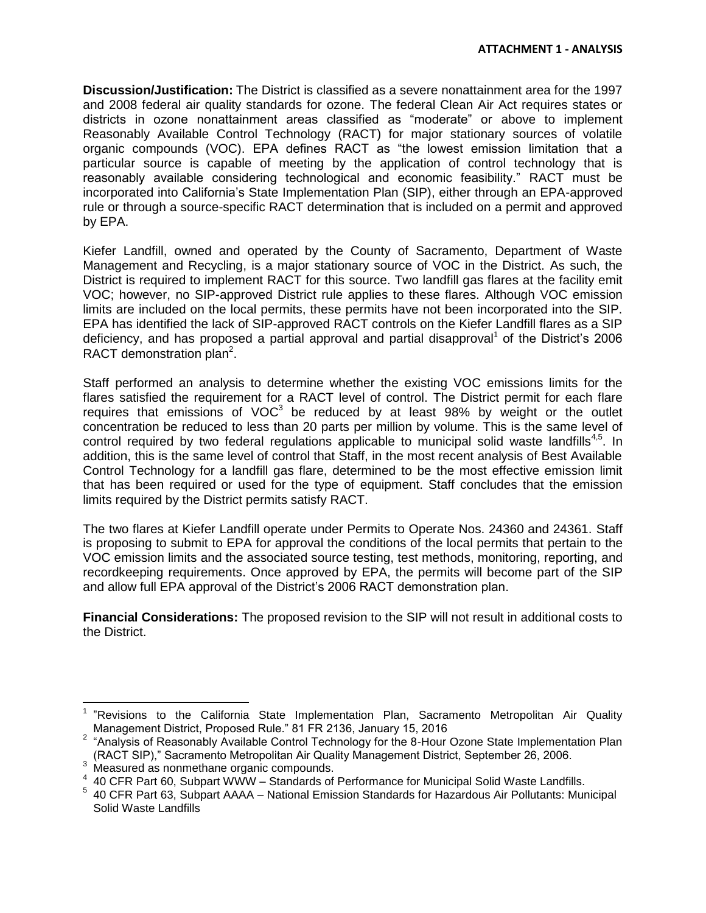**ATTACHMENT 1 - ANALYSIS**

**Discussion/Justification:** The District is classified as a severe nonattainment area for the 1997 and 2008 federal air quality standards for ozone. The federal Clean Air Act requires states or districts in ozone nonattainment areas classified as "moderate" or above to implement Reasonably Available Control Technology (RACT) for major stationary sources of volatile organic compounds (VOC). EPA defines RACT as "the lowest emission limitation that a particular source is capable of meeting by the application of control technology that is reasonably available considering technological and economic feasibility." RACT must be incorporated into California's State Implementation Plan (SIP), either through an EPA-approved rule or through a source-specific RACT determination that is included on a permit and approved by EPA.

Kiefer Landfill, owned and operated by the County of Sacramento, Department of Waste Management and Recycling, is a major stationary source of VOC in the District. As such, the District is required to implement RACT for this source. Two landfill gas flares at the facility emit VOC; however, no SIP-approved District rule applies to these flares. Although VOC emission limits are included on the local permits, these permits have not been incorporated into the SIP. EPA has identified the lack of SIP-approved RACT controls on the Kiefer Landfill flares as a SIP deficiency, and has proposed a partial approval and partial disapproval[1] of the District's 2006 RACT demonstration plan[2].

Staff performed an analysis to determine whether the existing VOC emissions limits for the flares satisfied the requirement for a RACT level of control. The District permit for each flare requires that emissions of VOC[3] be reduced by at least 98% by weight or the outlet concentration be reduced to less than 20 parts per million by volume. This is the same level of control required by two federal regulations applicable to municipal solid waste landfills[4,5]. In addition, this is the same level of control that Staff, in the most recent analysis of Best Available Control Technology for a landfill gas flare, determined to be the most effective emission limit that has been required or used for the type of equipment. Staff concludes that the emission limits required by the District permits satisfy RACT.

The two flares at Kiefer Landfill operate under Permits to Operate Nos. 24360 and 24361. Staff is proposing to submit to EPA for approval the conditions of the local permits that pertain to the VOC emission limits and the associated source testing, test methods, monitoring, reporting, and recordkeeping requirements. Once approved by EPA, the permits will become part of the SIP and allow full EPA approval of the District's 2006 RACT demonstration plan.

**Financial Considerations:** The proposed revision to the SIP will not result in additional costs to the District.

---

[1] "Revisions to the California State Implementation Plan, Sacramento Metropolitan Air Quality Management District, Proposed Rule." 81 FR 2136, January 15, 2016

[2] "Analysis of Reasonably Available Control Technology for the 8-Hour Ozone State Implementation Plan (RACT SIP)," Sacramento Metropolitan Air Quality Management District, September 26, 2006.

[3] Measured as nonmethane organic compounds.

[4] 40 CFR Part 60, Subpart WWW – Standards of Performance for Municipal Solid Waste Landfills.

[5] 40 CFR Part 63, Subpart AAAA – National Emission Standards for Hazardous Air Pollutants: Municipal Solid Waste Landfills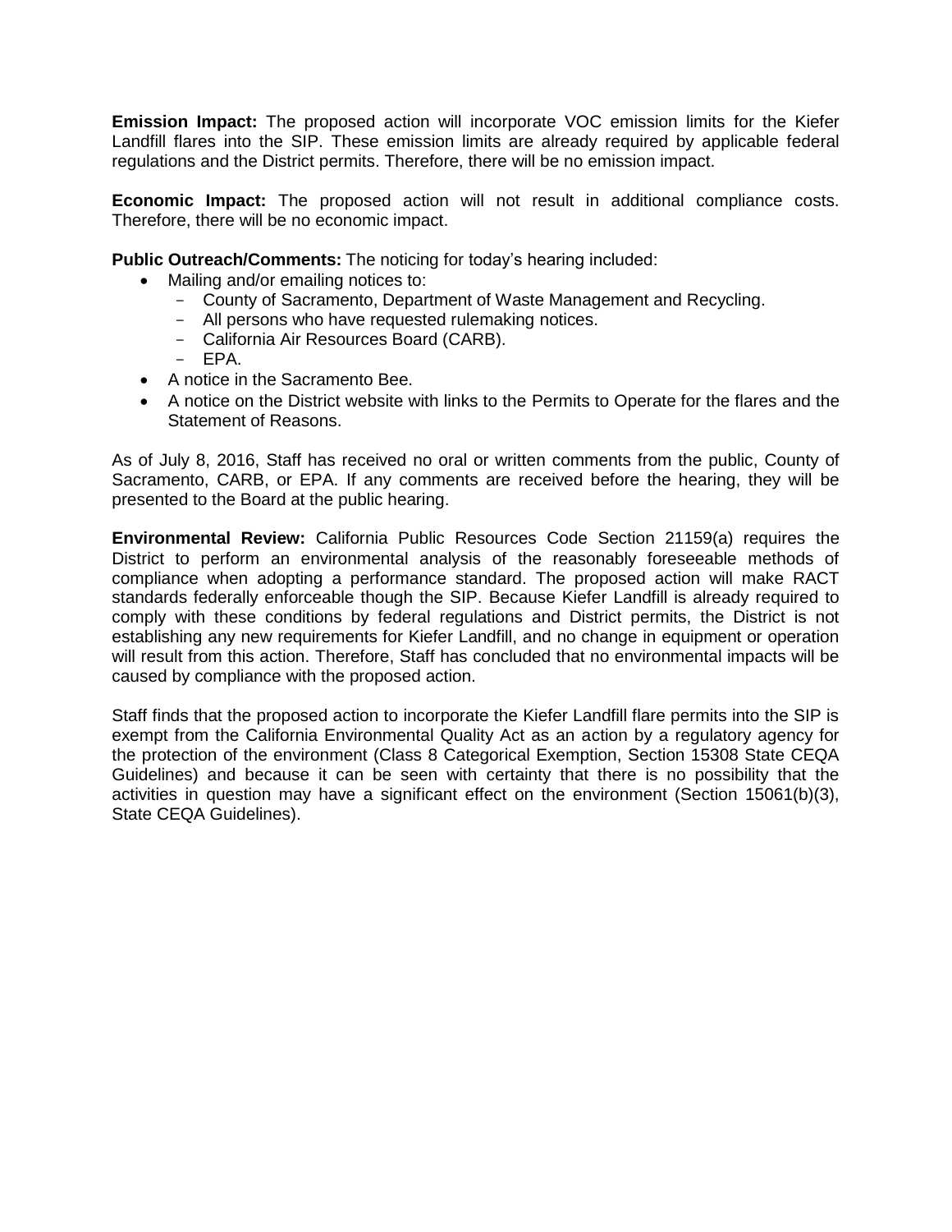**Emission Impact:** The proposed action will incorporate VOC emission limits for the Kiefer Landfill flares into the SIP. These emission limits are already required by applicable federal regulations and the District permits. Therefore, there will be no emission impact.

**Economic Impact:** The proposed action will not result in additional compliance costs. Therefore, there will be no economic impact.

**Public Outreach/Comments:** The noticing for today's hearing included:

- Mailing and/or emailing notices to:
  - County of Sacramento, Department of Waste Management and Recycling.
  - All persons who have requested rulemaking notices.
  - California Air Resources Board (CARB).
  - EPA.
- A notice in the Sacramento Bee.
- A notice on the District website with links to the Permits to Operate for the flares and the Statement of Reasons.

As of July 8, 2016, Staff has received no oral or written comments from the public, County of Sacramento, CARB, or EPA. If any comments are received before the hearing, they will be presented to the Board at the public hearing.

**Environmental Review:** California Public Resources Code Section 21159(a) requires the District to perform an environmental analysis of the reasonably foreseeable methods of compliance when adopting a performance standard. The proposed action will make RACT standards federally enforceable though the SIP. Because Kiefer Landfill is already required to comply with these conditions by federal regulations and District permits, the District is not establishing any new requirements for Kiefer Landfill, and no change in equipment or operation will result from this action. Therefore, Staff has concluded that no environmental impacts will be caused by compliance with the proposed action.

Staff finds that the proposed action to incorporate the Kiefer Landfill flare permits into the SIP is exempt from the California Environmental Quality Act as an action by a regulatory agency for the protection of the environment (Class 8 Categorical Exemption, Section 15308 State CEQA Guidelines) and because it can be seen with certainty that there is no possibility that the activities in question may have a significant effect on the environment (Section 15061(b)(3), State CEQA Guidelines).